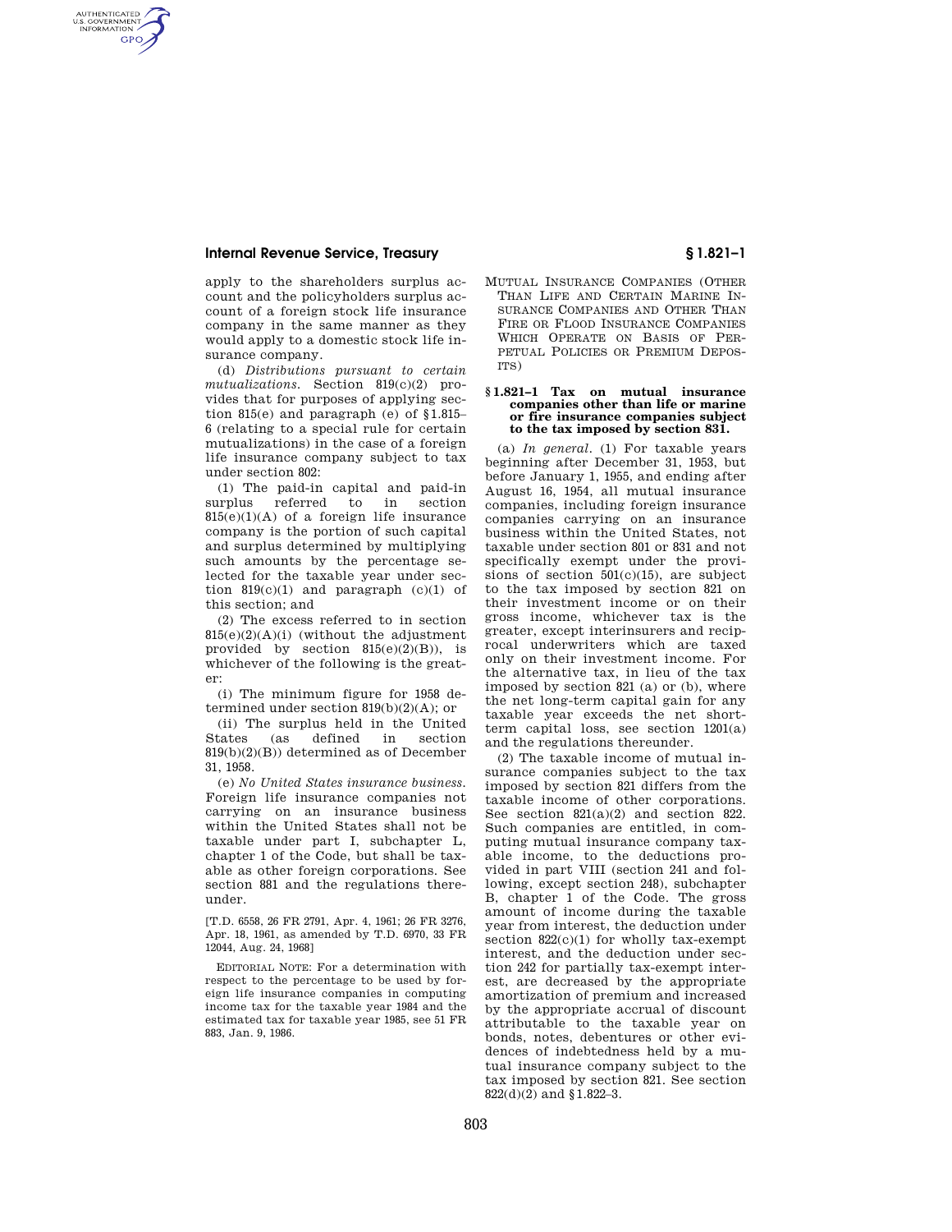apply to the shareholders surplus account and the policyholders surplus account of a foreign stock life insurance company in the same manner as they would apply to a domestic stock life insurance company.

(d) *Distributions pursuant to certain mutualizations.* Section 819(c)(2) provides that for purposes of applying section 815(e) and paragraph (e) of §1.815–6 (relating to a special rule for certain mutualizations) in the case of a foreign life insurance company subject to tax under section 802:

(1) The paid-in capital and paid-in surplus referred to in section 815(e)(1)(A) of a foreign life insurance company is the portion of such capital and surplus determined by multiplying such amounts by the percentage selected for the taxable year under section 819(c)(1) and paragraph (c)(1) of this section; and

(2) The excess referred to in section 815(e)(2)(A)(i) (without the adjustment provided by section 815(e)(2)(B)), is whichever of the following is the greater:

(i) The minimum figure for 1958 determined under section 819(b)(2)(A); or

(ii) The surplus held in the United States (as defined in section 819(b)(2)(B)) determined as of December 31, 1958.

(e) *No United States insurance business.* Foreign life insurance companies not carrying on an insurance business within the United States shall not be taxable under part I, subchapter L, chapter 1 of the Code, but shall be taxable as other foreign corporations. See section 881 and the regulations thereunder.

[T.D. 6558, 26 FR 2791, Apr. 4, 1961; 26 FR 3276, Apr. 18, 1961, as amended by T.D. 6970, 33 FR 12044, Aug. 24, 1968]

EDITORIAL NOTE: For a determination with respect to the percentage to be used by foreign life insurance companies in computing income tax for the taxable year 1984 and the estimated tax for taxable year 1985, see 51 FR 883, Jan. 9, 1986.

## MUTUAL INSURANCE COMPANIES (OTHER THAN LIFE AND CERTAIN MARINE INSURANCE COMPANIES AND OTHER THAN FIRE OR FLOOD INSURANCE COMPANIES WHICH OPERATE ON BASIS OF PERPETUAL POLICIES OR PREMIUM DEPOSITS)

### §1.821–1 Tax on mutual insurance companies other than life or marine or fire insurance companies subject to the tax imposed by section 831.

(a) *In general.* (1) For taxable years beginning after December 31, 1953, but before January 1, 1955, and ending after August 16, 1954, all mutual insurance companies, including foreign insurance companies carrying on an insurance business within the United States, not taxable under section 801 or 831 and not specifically exempt under the provisions of section 501(c)(15), are subject to the tax imposed by section 821 on their investment income or on their gross income, whichever tax is the greater, except interinsurers and reciprocal underwriters which are taxed only on their investment income. For the alternative tax, in lieu of the tax imposed by section 821 (a) or (b), where the net long-term capital gain for any taxable year exceeds the net short-term capital loss, see section 1201(a) and the regulations thereunder.

(2) The taxable income of mutual insurance companies subject to the tax imposed by section 821 differs from the taxable income of other corporations. See section 821(a)(2) and section 822. Such companies are entitled, in computing mutual insurance company taxable income, to the deductions provided in part VIII (section 241 and following, except section 248), subchapter B, chapter 1 of the Code. The gross amount of income during the taxable year from interest, the deduction under section 822(c)(1) for wholly tax-exempt interest, and the deduction under section 242 for partially tax-exempt interest, are decreased by the appropriate amortization of premium and increased by the appropriate accrual of discount attributable to the taxable year on bonds, notes, debentures or other evidences of indebtedness held by a mutual insurance company subject to the tax imposed by section 821. See section 822(d)(2) and §1.822–3.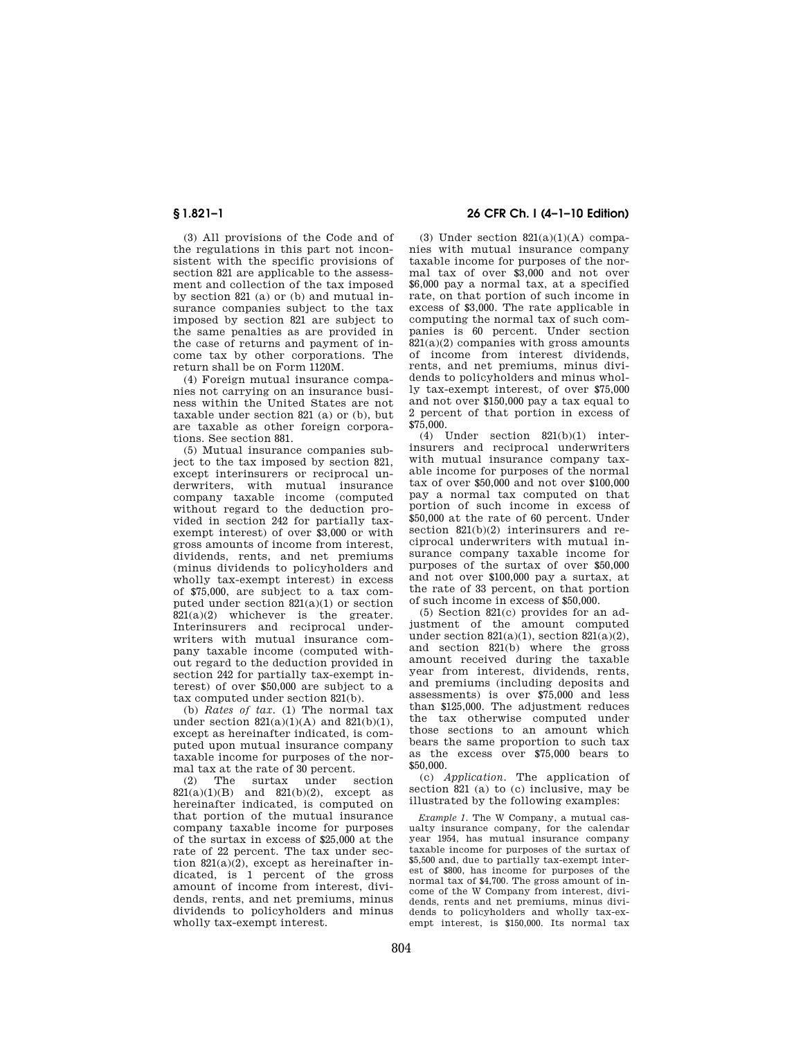(3) All provisions of the Code and of the regulations in this part not inconsistent with the specific provisions of section 821 are applicable to the assessment and collection of the tax imposed by section 821 (a) or (b) and mutual insurance companies subject to the tax imposed by section 821 are subject to the same penalties as are provided in the case of returns and payment of income tax by other corporations. The return shall be on Form 1120M.

(4) Foreign mutual insurance companies not carrying on an insurance business within the United States are not taxable under section 821 (a) or (b), but are taxable as other foreign corporations. See section 881.

(5) Mutual insurance companies subject to the tax imposed by section 821, except interinsurers or reciprocal underwriters, with mutual insurance company taxable income (computed without regard to the deduction provided in section 242 for partially tax-exempt interest) of over $3,000 or with gross amounts of income from interest, dividends, rents, and net premiums (minus dividends to policyholders and wholly tax-exempt interest) in excess of $75,000, are subject to a tax computed under section 821(a)(1) or section 821(a)(2) whichever is the greater. Interinsurers and reciprocal underwriters with mutual insurance company taxable income (computed without regard to the deduction provided in section 242 for partially tax-exempt interest) of over $50,000 are subject to a tax computed under section 821(b).

(b) *Rates of tax.* (1) The normal tax under section 821(a)(1)(A) and 821(b)(1), except as hereinafter indicated, is computed upon mutual insurance company taxable income for purposes of the normal tax at the rate of 30 percent.

(2) The surtax under section 821(a)(1)(B) and 821(b)(2), except as hereinafter indicated, is computed on that portion of the mutual insurance company taxable income for purposes of the surtax in excess of $25,000 at the rate of 22 percent. The tax under section 821(a)(2), except as hereinafter indicated, is 1 percent of the gross amount of income from interest, dividends, rents, and net premiums, minus dividends to policyholders and minus wholly tax-exempt interest.

(3) Under section 821(a)(1)(A) companies with mutual insurance company taxable income for purposes of the normal tax of over $3,000 and not over $6,000 pay a normal tax, at a specified rate, on that portion of such income in excess of $3,000. The rate applicable in computing the normal tax of such companies is 60 percent. Under section 821(a)(2) companies with gross amounts of income from interest dividends, rents, and net premiums, minus dividends to policyholders and minus wholly tax-exempt interest, of over $75,000 and not over $150,000 pay a tax equal to 2 percent of that portion in excess of $75,000.

(4) Under section 821(b)(1) interinsurers and reciprocal underwriters with mutual insurance company taxable income for purposes of the normal tax of over $50,000 and not over $100,000 pay a normal tax computed on that portion of such income in excess of $50,000 at the rate of 60 percent. Under section 821(b)(2) interinsurers and reciprocal underwriters with mutual insurance company taxable income for purposes of the surtax of over $50,000 and not over $100,000 pay a surtax, at the rate of 33 percent, on that portion of such income in excess of $50,000.

(5) Section 821(c) provides for an adjustment of the amount computed under section 821(a)(1), section 821(a)(2), and section 821(b) where the gross amount received during the taxable year from interest, dividends, rents, and premiums (including deposits and assessments) is over $75,000 and less than $125,000. The adjustment reduces the tax otherwise computed under those sections to an amount which bears the same proportion to such tax as the excess over $75,000 bears to $50,000.

(c) *Application.* The application of section 821 (a) to (c) inclusive, may be illustrated by the following examples:

*Example 1.* The W Company, a mutual casualty insurance company, for the calendar year 1954, has mutual insurance company taxable income for purposes of the surtax of $5,500 and, due to partially tax-exempt interest of $800, has income for purposes of the normal tax of $4,700. The gross amount of income of the W Company from interest, dividends, rents and net premiums, minus dividends to policyholders and wholly tax-exempt interest, is $150,000. Its normal tax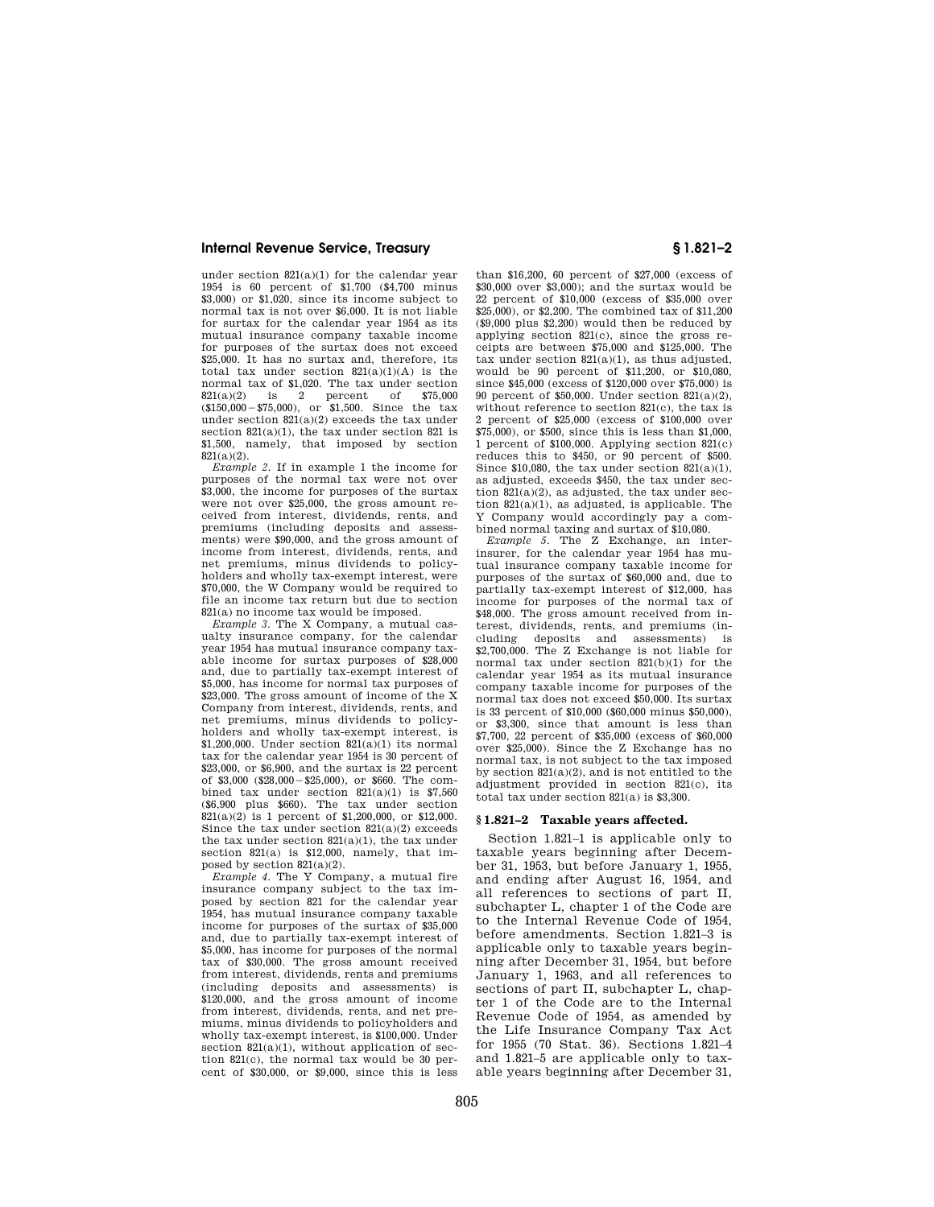under section 821(a)(1) for the calendar year 1954 is 60 percent of $1,700 ($4,700 minus $3,000) or $1,020, since its income subject to normal tax is not over $6,000. It is not liable for surtax for the calendar year 1954 as its mutual insurance company taxable income for purposes of the surtax does not exceed $25,000. It has no surtax and, therefore, its total tax under section 821(a)(1)(A) is the normal tax of $1,020. The tax under section 821(a)(2) is 2 percent of $75,000 ($150,000 − $75,000), or $1,500. Since the tax under section 821(a)(2) exceeds the tax under section 821(a)(1), the tax under section 821 is $1,500, namely, that imposed by section 821(a)(2).

*Example 2.* If in example 1 the income for purposes of the normal tax were not over $3,000, the income for purposes of the surtax were not over $25,000, the gross amount received from interest, dividends, rents, and premiums (including deposits and assessments) were $90,000, and the gross amount of income from interest, dividends, rents, and net premiums, minus dividends to policyholders and wholly tax-exempt interest, were $70,000, the W Company would be required to file an income tax return but due to section 821(a) no income tax would be imposed.

*Example 3.* The X Company, a mutual casualty insurance company, for the calendar year 1954 has mutual insurance company taxable income for surtax purposes of $28,000 and, due to partially tax-exempt interest of $5,000, has income for normal tax purposes of $23,000. The gross amount of income of the X Company from interest, dividends, rents, and net premiums, minus dividends to policyholders and wholly tax-exempt interest, is $1,200,000. Under section 821(a)(1) its normal tax for the calendar year 1954 is 30 percent of $23,000, or $6,900, and the surtax is 22 percent of $3,000 ($28,000 − $25,000), or $660. The combined tax under section 821(a)(1) is $7,560 ($6,900 plus $660). The tax under section 821(a)(2) is 1 percent of $1,200,000, or $12,000. Since the tax under section 821(a)(2) exceeds the tax under section 821(a)(1), the tax under section 821(a) is $12,000, namely, that imposed by section 821(a)(2).

*Example 4.* The Y Company, a mutual fire insurance company subject to the tax imposed by section 821 for the calendar year 1954, has mutual insurance company taxable income for purposes of the surtax of $35,000 and, due to partially tax-exempt interest of $5,000, has income for purposes of the normal tax of $30,000. The gross amount received from interest, dividends, rents and premiums (including deposits and assessments) is $120,000, and the gross amount of income from interest, dividends, rents, and net premiums, minus dividends to policyholders and wholly tax-exempt interest, is $100,000. Under section 821(a)(1), without application of section 821(c), the normal tax would be 30 percent of $30,000, or $9,000, since this is less than $16,200, 60 percent of $27,000 (excess of $30,000 over $3,000); and the surtax would be 22 percent of $10,000 (excess of $35,000 over $25,000), or $2,200. The combined tax of $11,200 ($9,000 plus $2,200) would then be reduced by applying section 821(c), since the gross receipts are between $75,000 and $125,000. The tax under section 821(a)(1), as thus adjusted, would be 90 percent of $11,200, or $10,080, since $45,000 (excess of $120,000 over $75,000) is 90 percent of $50,000. Under section 821(a)(2), without reference to section 821(c), the tax is 2 percent of $25,000 (excess of $100,000 over $75,000), or $500, since this is less than $1,000, 1 percent of $100,000. Applying section 821(c) reduces this to $450, or 90 percent of $500. Since $10,080, the tax under section 821(a)(1), as adjusted, exceeds $450, the tax under section 821(a)(2), as adjusted, the tax under section 821(a)(1), as adjusted, is applicable. The Y Company would accordingly pay a combined normal taxing and surtax of $10,080.

*Example 5.* The Z Exchange, an interinsurer, for the calendar year 1954 has mutual insurance company taxable income for purposes of the surtax of $60,000 and, due to partially tax-exempt interest of $12,000, has income for purposes of the normal tax of $48,000. The gross amount received from interest, dividends, rents, and premiums (including deposits and assessments) is $2,700,000. The Z Exchange is not liable for normal tax under section 821(b)(1) for the calendar year 1954 as its mutual insurance company taxable income for purposes of the normal tax does not exceed $50,000. Its surtax is 33 percent of $10,000 ($60,000 minus $50,000), or $3,300, since that amount is less than $7,700, 22 percent of $35,000 (excess of $60,000 over $25,000). Since the Z Exchange has no normal tax, is not subject to the tax imposed by section 821(a)(2), and is not entitled to the adjustment provided in section 821(c), its total tax under section 821(a) is $3,300.

## § 1.821–2 Taxable years affected.

Section 1.821–1 is applicable only to taxable years beginning after December 31, 1953, but before January 1, 1955, and ending after August 16, 1954, and all references to sections of part II, subchapter L, chapter 1 of the Code are to the Internal Revenue Code of 1954, before amendments. Section 1.821–3 is applicable only to taxable years beginning after December 31, 1954, but before January 1, 1963, and all references to sections of part II, subchapter L, chapter 1 of the Code are to the Internal Revenue Code of 1954, as amended by the Life Insurance Company Tax Act for 1955 (70 Stat. 36). Sections 1.821–4 and 1.821–5 are applicable only to taxable years beginning after December 31,